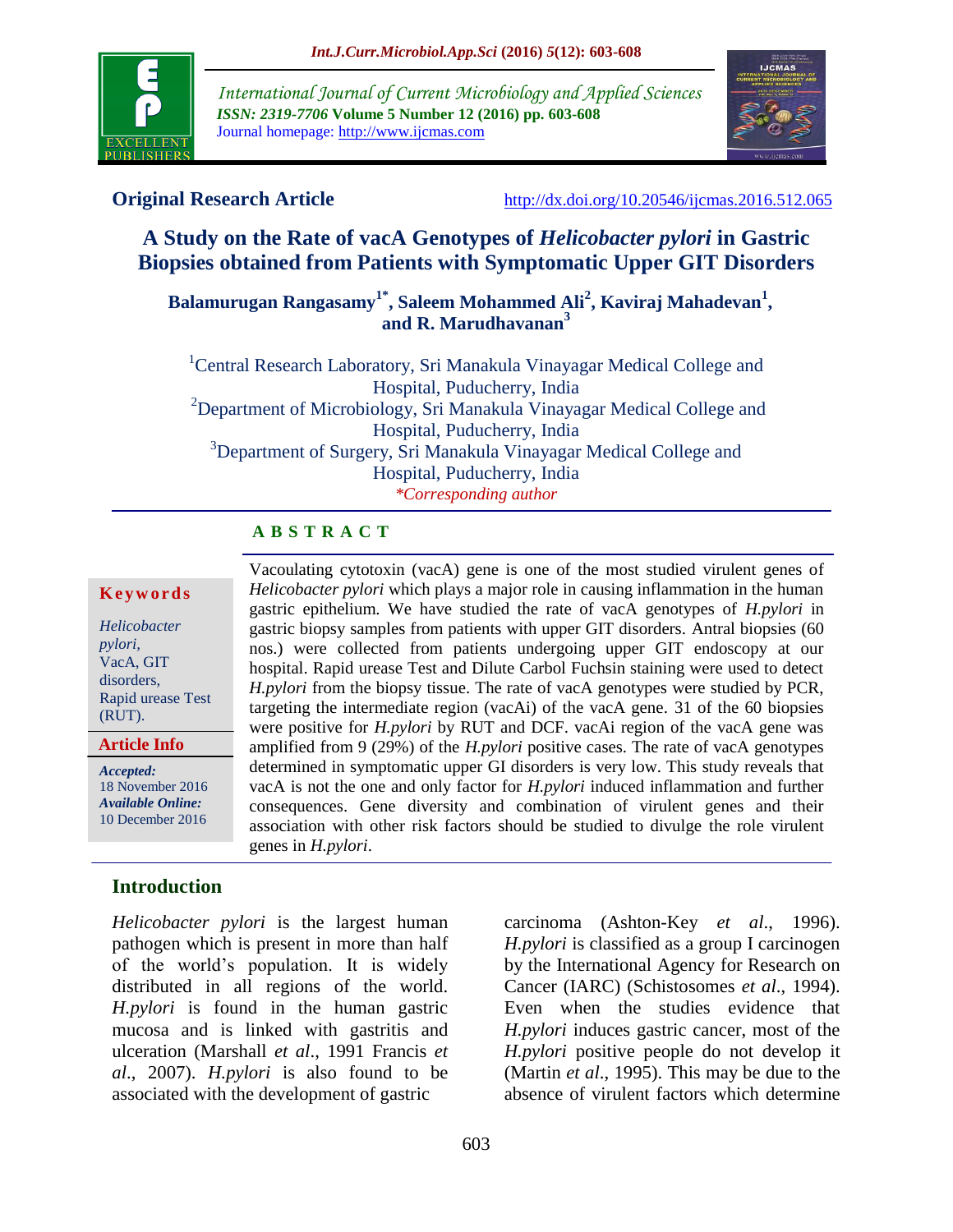## Original Research Article

http://dx.doi.org/10.20546/ijcmas.2016.512.065

# A Study on the Rate of vacA Genotypes of *Helicobacter pylori* in Gastric Biopsies obtained from Patients with Symptomatic Upper GIT Disorders

**Balamurugan Rangasamy[1*], Saleem Mohammed Ali[2], Kaviraj Mahadevan[1], and R. Marudhavanan[3]**

[1]Central Research Laboratory, Sri Manakula Vinayagar Medical College and Hospital, Puducherry, India

[2]Department of Microbiology, Sri Manakula Vinayagar Medical College and Hospital, Puducherry, India

[3]Department of Surgery, Sri Manakula Vinayagar Medical College and Hospital, Puducherry, India

*\*Corresponding author*

### ABSTRACT

**Keywords**

*Helicobacter pylori,* VacA, GIT disorders, Rapid urease Test (RUT).

**Article Info**

***Accepted:*** 18 November 2016
***Available Online:*** 10 December 2016

Vacoulating cytotoxin (vacA) gene is one of the most studied virulent genes of *Helicobacter pylori* which plays a major role in causing inflammation in the human gastric epithelium. We have studied the rate of vacA genotypes of *H.pylori* in gastric biopsy samples from patients with upper GIT disorders. Antral biopsies (60 nos.) were collected from patients undergoing upper GIT endoscopy at our hospital. Rapid urease Test and Dilute Carbol Fuchsin staining were used to detect *H.pylori* from the biopsy tissue. The rate of vacA genotypes were studied by PCR, targeting the intermediate region (vacAi) of the vacA gene. 31 of the 60 biopsies were positive for *H.pylori* by RUT and DCF. vacAi region of the vacA gene was amplified from 9 (29%) of the *H.pylori* positive cases. The rate of vacA genotypes determined in symptomatic upper GI disorders is very low. This study reveals that vacA is not the one and only factor for *H.pylori* induced inflammation and further consequences. Gene diversity and combination of virulent genes and their association with other risk factors should be studied to divulge the role virulent genes in *H.pylori*.

## Introduction

*Helicobacter pylori* is the largest human pathogen which is present in more than half of the world's population. It is widely distributed in all regions of the world. *H.pylori* is found in the human gastric mucosa and is linked with gastritis and ulceration (Marshall *et al*., 1991 Francis *et al*., 2007). *H.pylori* is also found to be associated with the development of gastric carcinoma (Ashton-Key *et al*., 1996). *H.pylori* is classified as a group I carcinogen by the International Agency for Research on Cancer (IARC) (Schistosomes *et al*., 1994). Even when the studies evidence that *H.pylori* induces gastric cancer, most of the *H.pylori* positive people do not develop it (Martin *et al*., 1995). This may be due to the absence of virulent factors which determine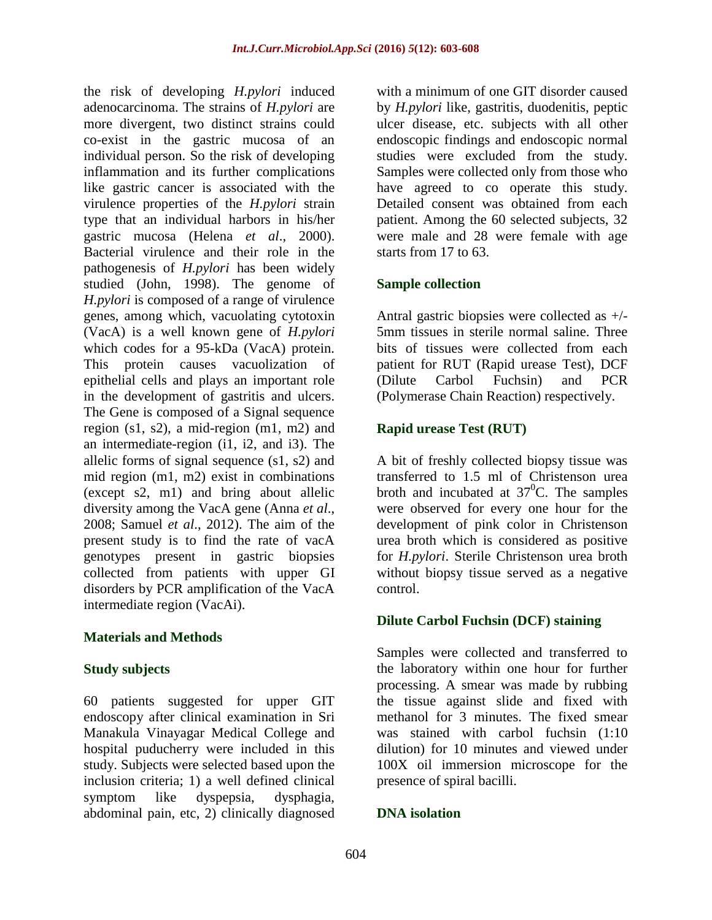the risk of developing *H.pylori* induced adenocarcinoma. The strains of *H.pylori* are more divergent, two distinct strains could co-exist in the gastric mucosa of an individual person. So the risk of developing inflammation and its further complications like gastric cancer is associated with the virulence properties of the *H.pylori* strain type that an individual harbors in his/her gastric mucosa (Helena *et al*., 2000). Bacterial virulence and their role in the pathogenesis of *H.pylori* has been widely studied (John, 1998). The genome of *H.pylori* is composed of a range of virulence genes, among which, vacuolating cytotoxin (VacA) is a well known gene of *H.pylori* which codes for a 95-kDa (VacA) protein. This protein causes vacuolization of epithelial cells and plays an important role in the development of gastritis and ulcers. The Gene is composed of a Signal sequence region (s1, s2), a mid-region (m1, m2) and an intermediate-region (i1, i2, and i3). The allelic forms of signal sequence (s1, s2) and mid region (m1, m2) exist in combinations (except s2, m1) and bring about allelic diversity among the VacA gene (Anna *et al*., 2008; Samuel *et al*., 2012). The aim of the present study is to find the rate of vacA genotypes present in gastric biopsies collected from patients with upper GI disorders by PCR amplification of the VacA intermediate region (VacAi).

## Materials and Methods

### Study subjects

60 patients suggested for upper GIT endoscopy after clinical examination in Sri Manakula Vinayagar Medical College and hospital puducherry were included in this study. Subjects were selected based upon the inclusion criteria; 1) a well defined clinical symptom like dyspepsia, dysphagia, abdominal pain, etc, 2) clinically diagnosed with a minimum of one GIT disorder caused by *H.pylori* like, gastritis, duodenitis, peptic ulcer disease, etc. subjects with all other endoscopic findings and endoscopic normal studies were excluded from the study. Samples were collected only from those who have agreed to co operate this study. Detailed consent was obtained from each patient. Among the 60 selected subjects, 32 were male and 28 were female with age starts from 17 to 63.

### Sample collection

Antral gastric biopsies were collected as +/- 5mm tissues in sterile normal saline. Three bits of tissues were collected from each patient for RUT (Rapid urease Test), DCF (Dilute Carbol Fuchsin) and PCR (Polymerase Chain Reaction) respectively.

### Rapid urease Test (RUT)

A bit of freshly collected biopsy tissue was transferred to 1.5 ml of Christenson urea broth and incubated at $37^0$C. The samples were observed for every one hour for the development of pink color in Christenson urea broth which is considered as positive for *H.pylori*. Sterile Christenson urea broth without biopsy tissue served as a negative control.

### Dilute Carbol Fuchsin (DCF) staining

Samples were collected and transferred to the laboratory within one hour for further processing. A smear was made by rubbing the tissue against slide and fixed with methanol for 3 minutes. The fixed smear was stained with carbol fuchsin (1:10 dilution) for 10 minutes and viewed under 100X oil immersion microscope for the presence of spiral bacilli.

### DNA isolation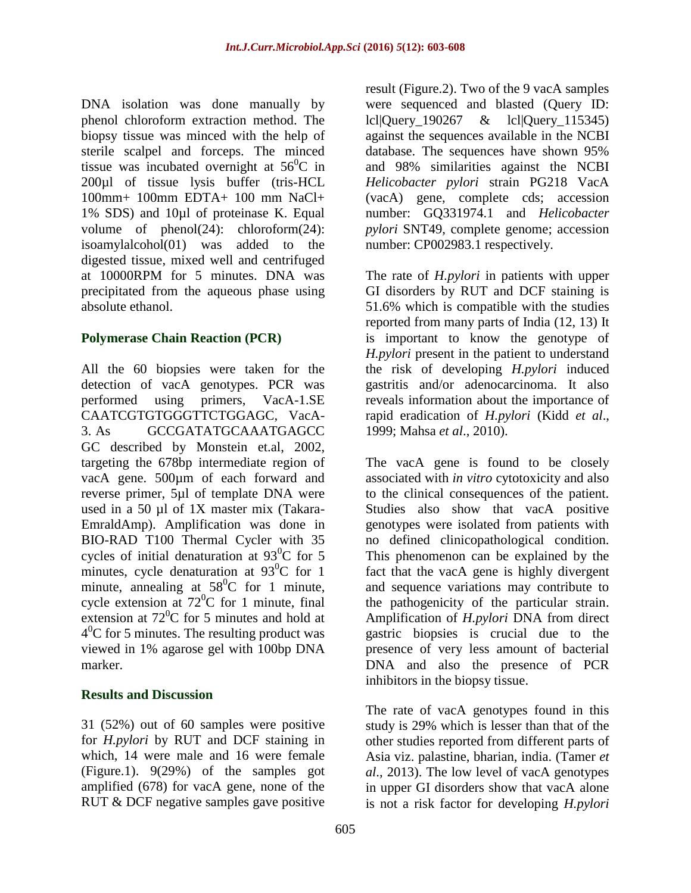DNA isolation was done manually by phenol chloroform extraction method. The biopsy tissue was minced with the help of sterile scalpel and forceps. The minced tissue was incubated overnight at $56^0$C in 200µl of tissue lysis buffer (tris-HCL 100mm+ 100mm EDTA+ 100 mm NaCl+ 1% SDS) and 10µl of proteinase K. Equal volume of phenol(24): chloroform(24): isoamylalcohol(01) was added to the digested tissue, mixed well and centrifuged at 10000RPM for 5 minutes. DNA was precipitated from the aqueous phase using absolute ethanol.

### Polymerase Chain Reaction (PCR)

All the 60 biopsies were taken for the detection of vacA genotypes. PCR was performed using primers, VacA-1.SE CAATCGTGTGGGTTCTGGAGC, VacA-3. As GCCGATATGCAAATGAGCCGC described by Monstein et.al, 2002, targeting the 678bp intermediate region of vacA gene. 500µm of each forward and reverse primer, 5µl of template DNA were used in a 50 µl of 1X master mix (Takara-EmraldAmp). Amplification was done in BIO-RAD T100 Thermal Cycler with 35 cycles of initial denaturation at $93^0$C for 5 minutes, cycle denaturation at $93^0$C for 1 minute, annealing at $58^0$C for 1 minute, cycle extension at $72^0$C for 1 minute, final extension at $72^0$C for 5 minutes and hold at $4^0$C for 5 minutes. The resulting product was viewed in 1% agarose gel with 100bp DNA marker.

### Results and Discussion

31 (52%) out of 60 samples were positive for *H.pylori* by RUT and DCF staining in which, 14 were male and 16 were female (Figure.1). 9(29%) of the samples got amplified (678) for vacA gene, none of the RUT & DCF negative samples gave positive result (Figure.2). Two of the 9 vacA samples were sequenced and blasted (Query ID: lcl|Query_190267 & lcl|Query_115345) against the sequences available in the NCBI database. The sequences have shown 95% and 98% similarities against the NCBI *Helicobacter pylori* strain PG218 VacA (vacA) gene, complete cds; accession number: GQ331974.1 and *Helicobacter pylori* SNT49, complete genome; accession number: CP002983.1 respectively.

The rate of *H.pylori* in patients with upper GI disorders by RUT and DCF staining is 51.6% which is compatible with the studies reported from many parts of India (12, 13) It is important to know the genotype of *H.pylori* present in the patient to understand the risk of developing *H.pylori* induced gastritis and/or adenocarcinoma. It also reveals information about the importance of rapid eradication of *H.pylori* (Kidd *et al*., 1999; Mahsa *et al*., 2010).

The vacA gene is found to be closely associated with *in vitro* cytotoxicity and also to the clinical consequences of the patient. Studies also show that vacA positive genotypes were isolated from patients with no defined clinicopathological condition. This phenomenon can be explained by the fact that the vacA gene is highly divergent and sequence variations may contribute to the pathogenicity of the particular strain. Amplification of *H.pylori* DNA from direct gastric biopsies is crucial due to the presence of very less amount of bacterial DNA and also the presence of PCR inhibitors in the biopsy tissue.

The rate of vacA genotypes found in this study is 29% which is lesser than that of the other studies reported from different parts of Asia viz. palastine, bharian, india. (Tamer *et al*., 2013). The low level of vacA genotypes in upper GI disorders show that vacA alone is not a risk factor for developing *H.pylori*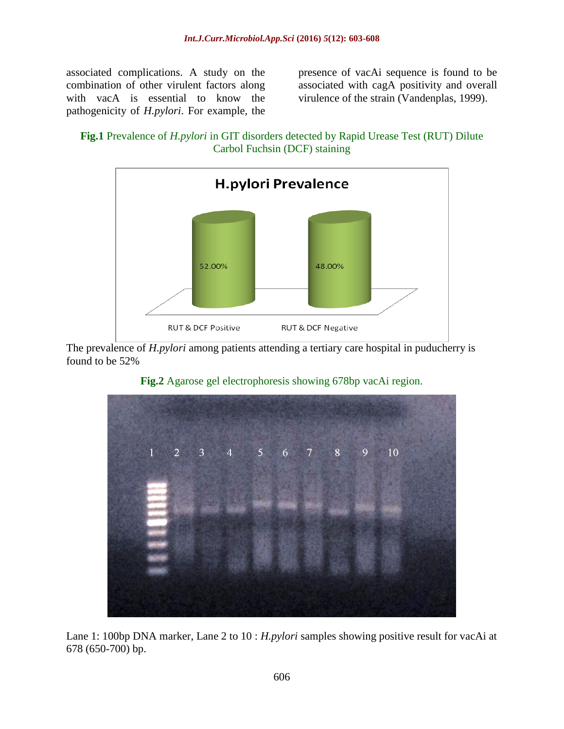associated complications. A study on the combination of other virulent factors along with vacA is essential to know the pathogenicity of *H.pylori*. For example, the presence of vacAi sequence is found to be associated with cagA positivity and overall virulence of the strain (Vandenplas, 1999).

**Fig.1** Prevalence of *H.pylori* in GIT disorders detected by Rapid Urease Test (RUT) Dilute Carbol Fuchsin (DCF) staining

H.pylori Prevalence

52.00%

48.00%

RUT & DCF Positive

RUT & DCF Negative

The prevalence of *H.pylori* among patients attending a tertiary care hospital in puducherry is found to be 52%

**Fig.2** Agarose gel electrophoresis showing 678bp vacAi region.

1 2 3 4 5 6 7 8 9 10

Lane 1: 100bp DNA marker, Lane 2 to 10 : *H.pylori* samples showing positive result for vacAi at 678 (650-700) bp.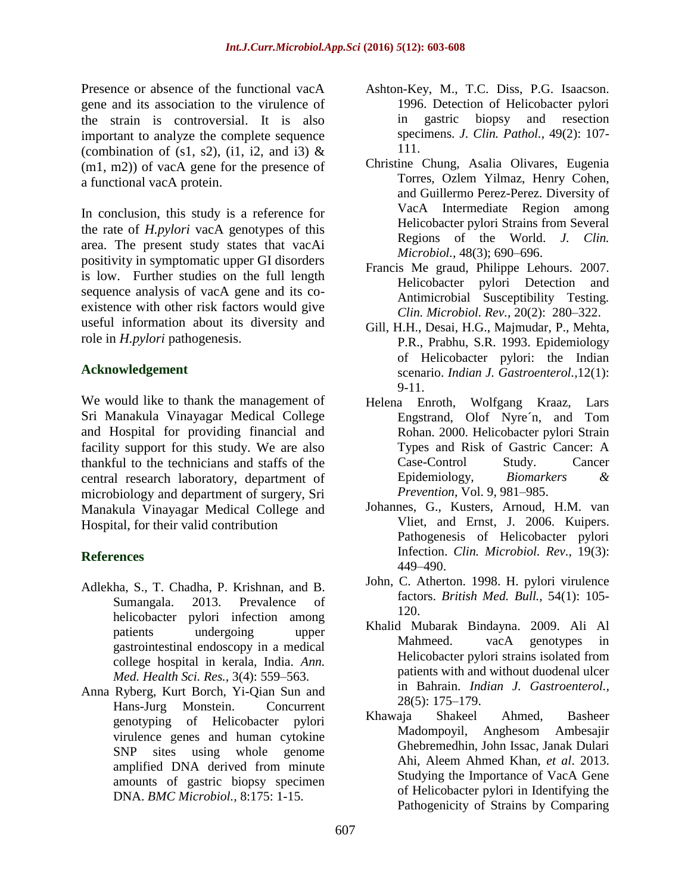Presence or absence of the functional vacA gene and its association to the virulence of the strain is controversial. It is also important to analyze the complete sequence (combination of (s1, s2), (i1, i2, and i3) & (m1, m2)) of vacA gene for the presence of a functional vacA protein.

In conclusion, this study is a reference for the rate of *H.pylori* vacA genotypes of this area. The present study states that vacAi positivity in symptomatic upper GI disorders is low. Further studies on the full length sequence analysis of vacA gene and its co-existence with other risk factors would give useful information about its diversity and role in *H.pylori* pathogenesis.

## Acknowledgement

We would like to thank the management of Sri Manakula Vinayagar Medical College and Hospital for providing financial and facility support for this study. We are also thankful to the technicians and staffs of the central research laboratory, department of microbiology and department of surgery, Sri Manakula Vinayagar Medical College and Hospital, for their valid contribution

## References

Adlekha, S., T. Chadha, P. Krishnan, and B. Sumangala. 2013. Prevalence of helicobacter pylori infection among patients undergoing upper gastrointestinal endoscopy in a medical college hospital in kerala, India. *Ann. Med. Health Sci. Res.*, 3(4): 559–563.

Anna Ryberg, Kurt Borch, Yi-Qian Sun and Hans-Jurg Monstein. Concurrent genotyping of Helicobacter pylori virulence genes and human cytokine SNP sites using whole genome amplified DNA derived from minute amounts of gastric biopsy specimen DNA. *BMC Microbiol.,* 8:175: 1-15.

Ashton-Key, M., T.C. Diss, P.G. Isaacson. 1996. Detection of Helicobacter pylori in gastric biopsy and resection specimens. *J. Clin. Pathol.,* 49(2): 107-111.

Christine Chung, Asalia Olivares, Eugenia Torres, Ozlem Yilmaz, Henry Cohen, and Guillermo Perez-Perez. Diversity of VacA Intermediate Region among Helicobacter pylori Strains from Several Regions of the World. *J. Clin. Microbiol.,* 48(3); 690–696.

Francis Me graud, Philippe Lehours. 2007. Helicobacter pylori Detection and Antimicrobial Susceptibility Testing. *Clin. Microbiol. Rev.,* 20(2): 280–322.

Gill, H.H., Desai, H.G., Majmudar, P., Mehta, P.R., Prabhu, S.R. 1993. Epidemiology of Helicobacter pylori: the Indian scenario. *Indian J. Gastroenterol.,*12(1): 9-11.

Helena Enroth, Wolfgang Kraaz, Lars Engstrand, Olof Nyre´n, and Tom Rohan. 2000. Helicobacter pylori Strain Types and Risk of Gastric Cancer: A Case-Control Study. Cancer Epidemiology, *Biomarkers & Prevention,* Vol. 9, 981–985.

Johannes, G., Kusters, Arnoud, H.M. van Vliet, and Ernst, J. 2006. Kuipers. Pathogenesis of Helicobacter pylori Infection. *Clin. Microbiol. Rev.,* 19(3): 449–490.

John, C. Atherton. 1998. H. pylori virulence factors. *British Med. Bull.,* 54(1): 105-120.

Khalid Mubarak Bindayna. 2009. Ali Al Mahmeed. vacA genotypes in Helicobacter pylori strains isolated from patients with and without duodenal ulcer in Bahrain. *Indian J. Gastroenterol.,* 28(5): 175–179.

Khawaja Shakeel Ahmed, Basheer Madompoyil, Anghesom Ambesajir Ghebremedhin, John Issac, Janak Dulari Ahi, Aleem Ahmed Khan, *et al*. 2013. Studying the Importance of VacA Gene of Helicobacter pylori in Identifying the Pathogenicity of Strains by Comparing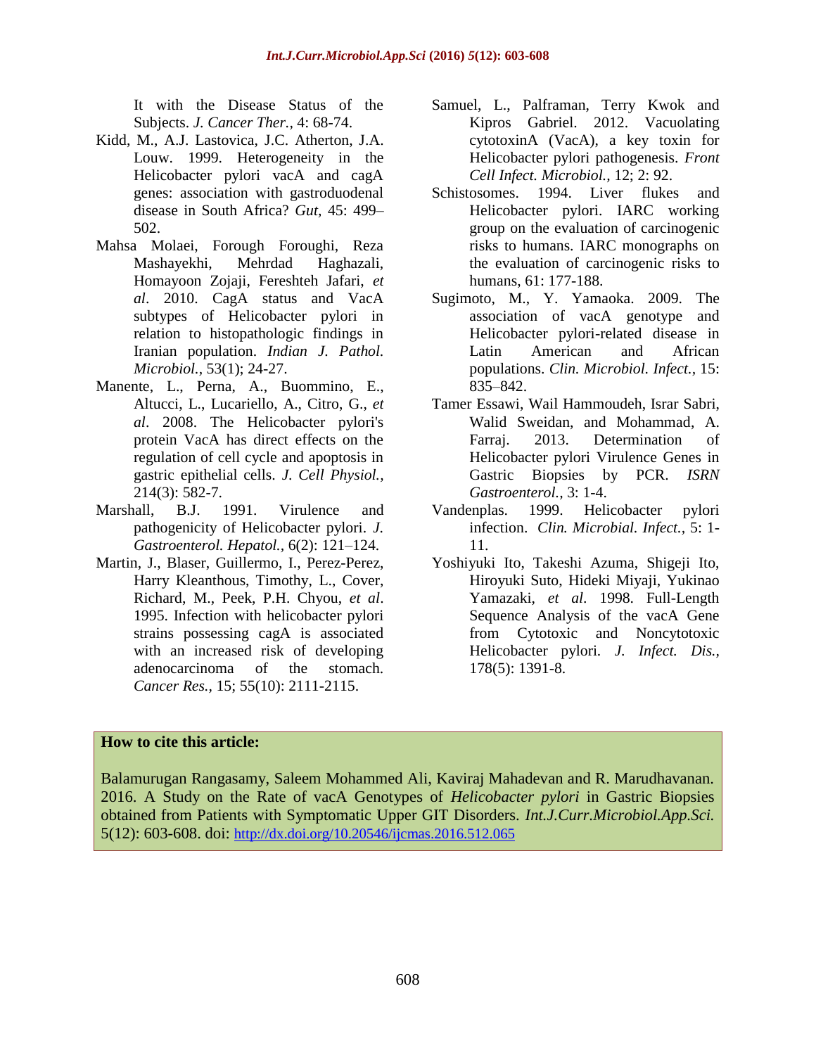It with the Disease Status of the Subjects. *J. Cancer Ther.,* 4: 68-74.

Kidd, M., A.J. Lastovica, J.C. Atherton, J.A. Louw. 1999. Heterogeneity in the Helicobacter pylori vacA and cagA genes: association with gastroduodenal disease in South Africa? *Gut,* 45: 499–502.

Mahsa Molaei, Forough Foroughi, Reza Mashayekhi, Mehrdad Haghazali, Homayoon Zojaji, Fereshteh Jafari, *et al*. 2010. CagA status and VacA subtypes of Helicobacter pylori in relation to histopathologic findings in Iranian population. *Indian J. Pathol. Microbiol.,* 53(1); 24-27.

Manente, L., Perna, A., Buommino, E., Altucci, L., Lucariello, A., Citro, G., *et al*. 2008. The Helicobacter pylori's protein VacA has direct effects on the regulation of cell cycle and apoptosis in gastric epithelial cells. *J. Cell Physiol.,* 214(3): 582-7.

Marshall, B.J. 1991. Virulence and pathogenicity of Helicobacter pylori. *J. Gastroenterol. Hepatol.,* 6(2): 121–124.

Martin, J., Blaser, Guillermo, I., Perez-Perez, Harry Kleanthous, Timothy, L., Cover, Richard, M., Peek, P.H. Chyou, *et al*. 1995. Infection with helicobacter pylori strains possessing cagA is associated with an increased risk of developing adenocarcinoma of the stomach. *Cancer Res.,* 15; 55(10): 2111-2115.

Samuel, L., Palframan, Terry Kwok and Kipros Gabriel. 2012. Vacuolating cytotoxinA (VacA), a key toxin for Helicobacter pylori pathogenesis. *Front Cell Infect. Microbiol.,* 12; 2: 92.

Schistosomes. 1994. Liver flukes and Helicobacter pylori. IARC working group on the evaluation of carcinogenic risks to humans. IARC monographs on the evaluation of carcinogenic risks to humans, 61: 177-188.

Sugimoto, M., Y. Yamaoka. 2009. The association of vacA genotype and Helicobacter pylori-related disease in Latin American and African populations. *Clin. Microbiol. Infect.,* 15: 835–842.

Tamer Essawi, Wail Hammoudeh, Israr Sabri, Walid Sweidan, and Mohammad, A. Farraj. 2013. Determination of Helicobacter pylori Virulence Genes in Gastric Biopsies by PCR. *ISRN Gastroenterol.,* 3: 1-4.

Vandenplas. 1999. Helicobacter pylori infection. *Clin. Microbial. Infect.,* 5: 1-11.

Yoshiyuki Ito, Takeshi Azuma, Shigeji Ito, Hiroyuki Suto, Hideki Miyaji, Yukinao Yamazaki, *et al*. 1998. Full-Length Sequence Analysis of the vacA Gene from Cytotoxic and Noncytotoxic Helicobacter pylori. *J. Infect. Dis.,* 178(5): 1391-8.

**How to cite this article:**

Balamurugan Rangasamy, Saleem Mohammed Ali, Kaviraj Mahadevan and R. Marudhavanan. 2016. A Study on the Rate of vacA Genotypes of *Helicobacter pylori* in Gastric Biopsies obtained from Patients with Symptomatic Upper GIT Disorders. *Int.J.Curr.Microbiol.App.Sci.* 5(12): 603-608. doi: http://dx.doi.org/10.20546/ijcmas.2016.512.065